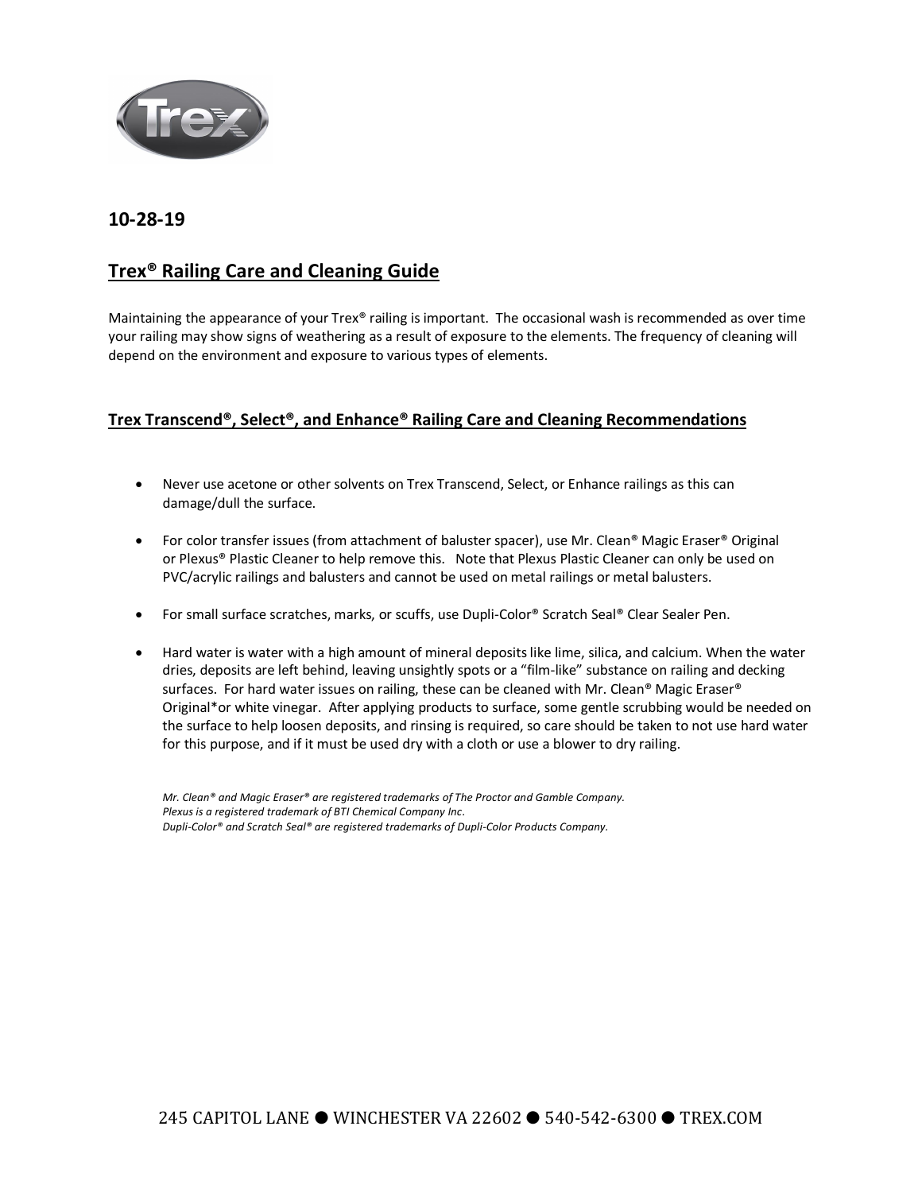**10-28-19**

# Trex® Railing Care and Cleaning Guide

Maintaining the appearance of your Trex® railing is important. The occasional wash is recommended as over time your railing may show signs of weathering as a result of exposure to the elements. The frequency of cleaning will depend on the environment and exposure to various types of elements.

## Trex Transcend®, Select®, and Enhance® Railing Care and Cleaning Recommendations

- Never use acetone or other solvents on Trex Transcend, Select, or Enhance railings as this can damage/dull the surface.
- For color transfer issues (from attachment of baluster spacer), use Mr. Clean® Magic Eraser® Original or Plexus® Plastic Cleaner to help remove this. Note that Plexus Plastic Cleaner can only be used on PVC/acrylic railings and balusters and cannot be used on metal railings or metal balusters.
- For small surface scratches, marks, or scuffs, use Dupli-Color® Scratch Seal® Clear Sealer Pen.
- Hard water is water with a high amount of mineral deposits like lime, silica, and calcium. When the water dries, deposits are left behind, leaving unsightly spots or a "film-like" substance on railing and decking surfaces. For hard water issues on railing, these can be cleaned with Mr. Clean® Magic Eraser® Original*or white vinegar. After applying products to surface, some gentle scrubbing would be needed on the surface to help loosen deposits, and rinsing is required, so care should be taken to not use hard water for this purpose, and if it must be used dry with a cloth or use a blower to dry railing.

*Mr. Clean® and Magic Eraser® are registered trademarks of The Proctor and Gamble Company.*
*Plexus is a registered trademark of BTI Chemical Company Inc.*
*Dupli-Color® and Scratch Seal® are registered trademarks of Dupli-Color Products Company.*

245 CAPITOL LANE ● WINCHESTER VA 22602 ● 540-542-6300 ● TREX.COM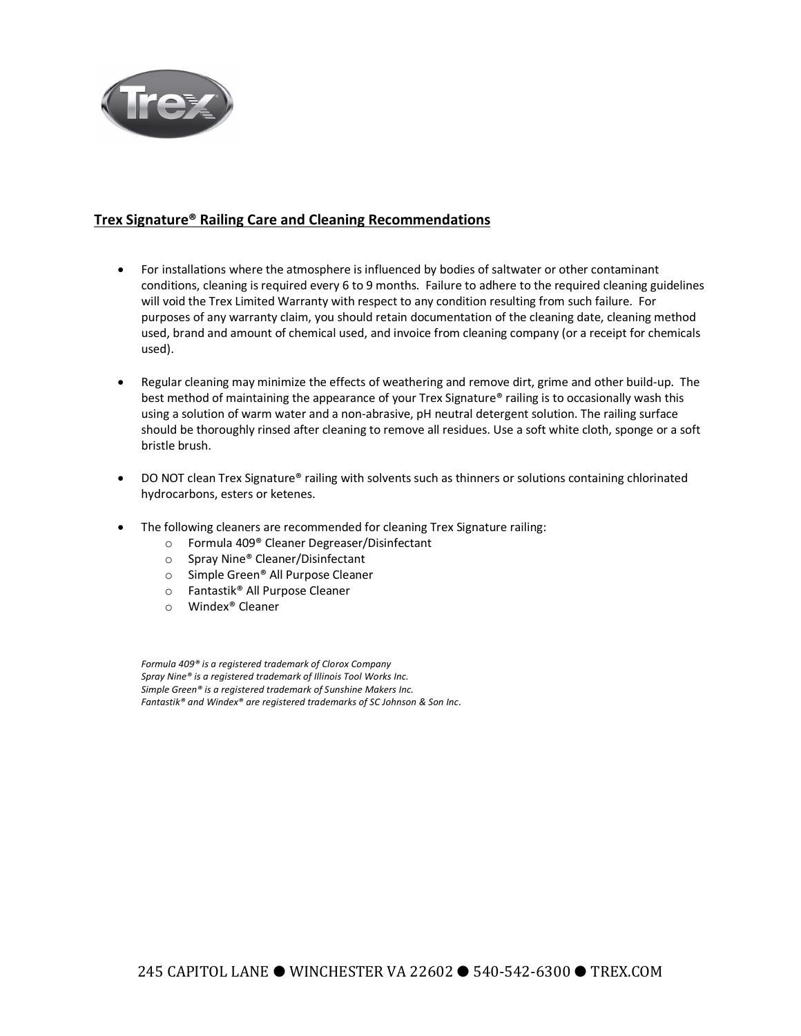## Trex Signature® Railing Care and Cleaning Recommendations

- For installations where the atmosphere is influenced by bodies of saltwater or other contaminant conditions, cleaning is required every 6 to 9 months. Failure to adhere to the required cleaning guidelines will void the Trex Limited Warranty with respect to any condition resulting from such failure. For purposes of any warranty claim, you should retain documentation of the cleaning date, cleaning method used, brand and amount of chemical used, and invoice from cleaning company (or a receipt for chemicals used).

- Regular cleaning may minimize the effects of weathering and remove dirt, grime and other build-up. The best method of maintaining the appearance of your Trex Signature® railing is to occasionally wash this using a solution of warm water and a non-abrasive, pH neutral detergent solution. The railing surface should be thoroughly rinsed after cleaning to remove all residues. Use a soft white cloth, sponge or a soft bristle brush.

- DO NOT clean Trex Signature® railing with solvents such as thinners or solutions containing chlorinated hydrocarbons, esters or ketenes.

- The following cleaners are recommended for cleaning Trex Signature railing:
  - Formula 409® Cleaner Degreaser/Disinfectant
  - Spray Nine® Cleaner/Disinfectant
  - Simple Green® All Purpose Cleaner
  - Fantastik® All Purpose Cleaner
  - Windex® Cleaner

*Formula 409® is a registered trademark of Clorox Company*
*Spray Nine® is a registered trademark of Illinois Tool Works Inc.*
*Simple Green® is a registered trademark of Sunshine Makers Inc.*
*Fantastik® and Windex® are registered trademarks of SC Johnson & Son Inc.*

245 CAPITOL LANE ● WINCHESTER VA 22602 ● 540-542-6300 ● TREX.COM